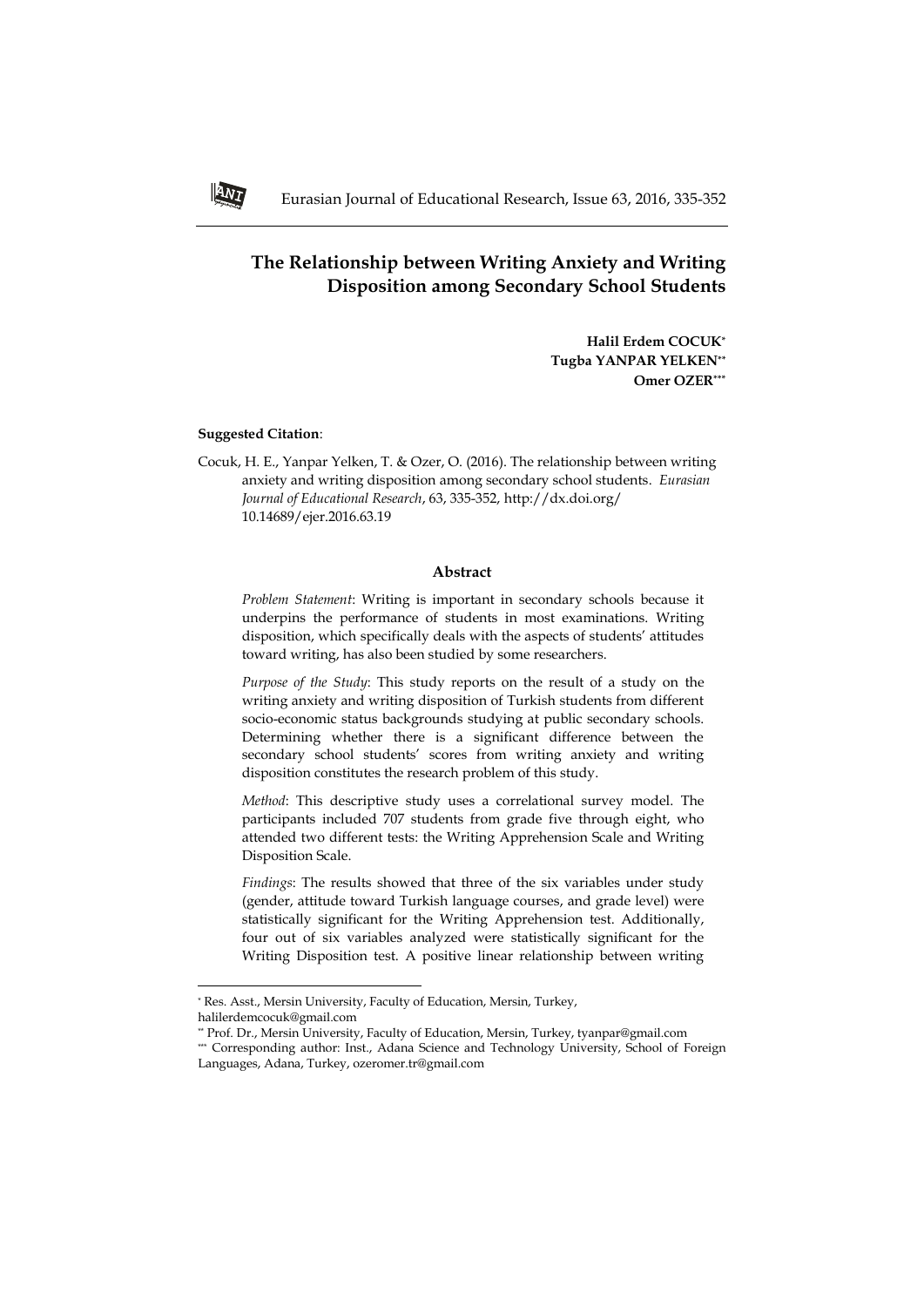# The Relationship between Writing Anxiety and Writing Disposition among Secondary School Students

**Halil Erdem COCUK**[*]
**Tugba YANPAR YELKEN**[**]
**Omer OZER**[***]

**Suggested Citation**:

Cocuk, H. E., Yanpar Yelken, T. & Ozer, O. (2016). The relationship between writing anxiety and writing disposition among secondary school students. *Eurasian Journal of Educational Research*, 63, 335-352, http://dx.doi.org/10.14689/ejer.2016.63.19

## Abstract

*Problem Statement*: Writing is important in secondary schools because it underpins the performance of students in most examinations. Writing disposition, which specifically deals with the aspects of students' attitudes toward writing, has also been studied by some researchers.

*Purpose of the Study*: This study reports on the result of a study on the writing anxiety and writing disposition of Turkish students from different socio-economic status backgrounds studying at public secondary schools. Determining whether there is a significant difference between the secondary school students' scores from writing anxiety and writing disposition constitutes the research problem of this study.

*Method*: This descriptive study uses a correlational survey model. The participants included 707 students from grade five through eight, who attended two different tests: the Writing Apprehension Scale and Writing Disposition Scale.

*Findings*: The results showed that three of the six variables under study (gender, attitude toward Turkish language courses, and grade level) were statistically significant for the Writing Apprehension test. Additionally, four out of six variables analyzed were statistically significant for the Writing Disposition test. A positive linear relationship between writing

---

[*] Res. Asst., Mersin University, Faculty of Education, Mersin, Turkey, halilerdemcocuk@gmail.com

[**] Prof. Dr., Mersin University, Faculty of Education, Mersin, Turkey, tyanpar@gmail.com

[***] Corresponding author: Inst., Adana Science and Technology University, School of Foreign Languages, Adana, Turkey, ozeromer.tr@gmail.com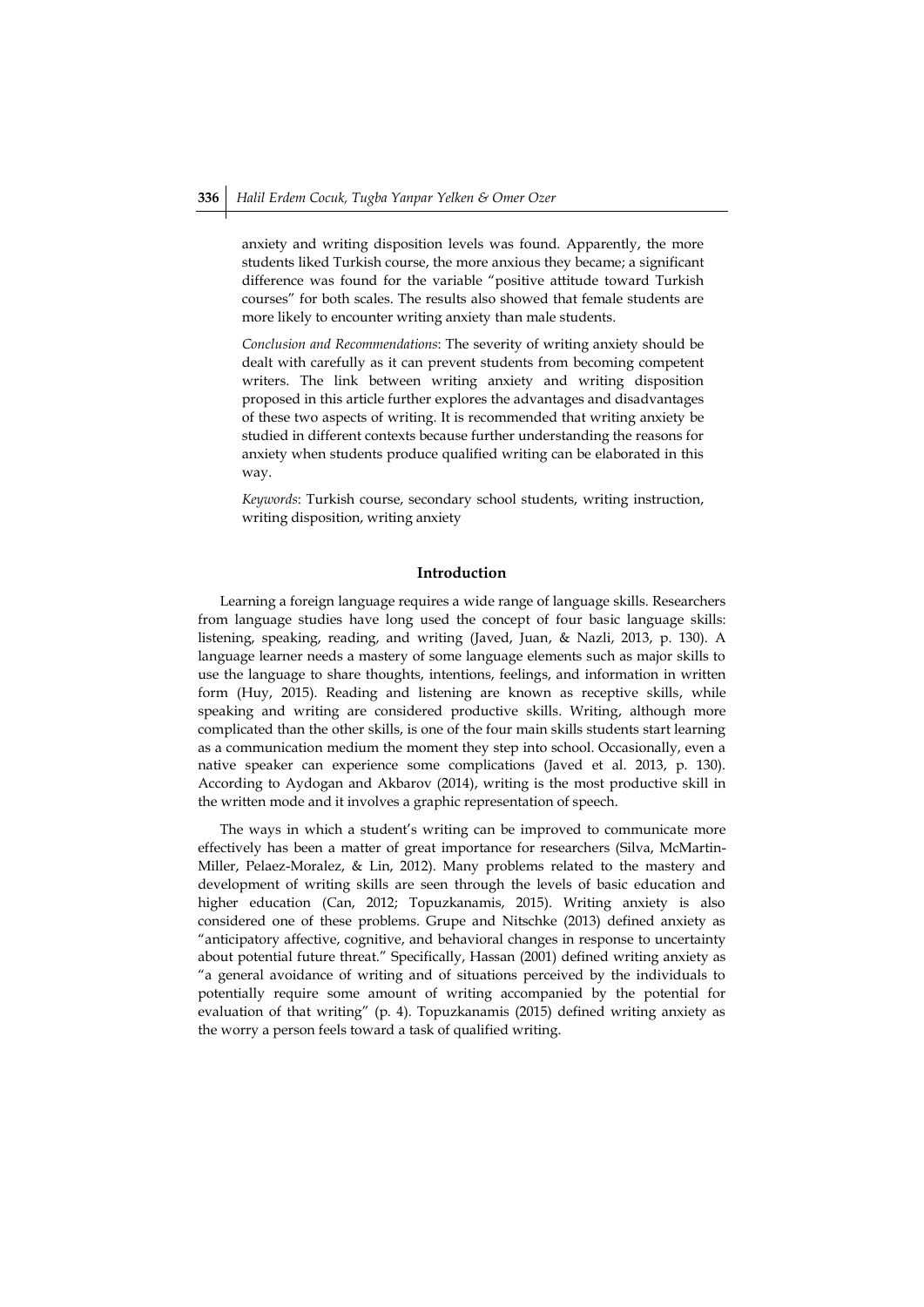anxiety and writing disposition levels was found. Apparently, the more students liked Turkish course, the more anxious they became; a significant difference was found for the variable "positive attitude toward Turkish courses" for both scales. The results also showed that female students are more likely to encounter writing anxiety than male students.

*Conclusion and Recommendations*: The severity of writing anxiety should be dealt with carefully as it can prevent students from becoming competent writers. The link between writing anxiety and writing disposition proposed in this article further explores the advantages and disadvantages of these two aspects of writing. It is recommended that writing anxiety be studied in different contexts because further understanding the reasons for anxiety when students produce qualified writing can be elaborated in this way.

*Keywords*: Turkish course, secondary school students, writing instruction, writing disposition, writing anxiety

## Introduction

Learning a foreign language requires a wide range of language skills. Researchers from language studies have long used the concept of four basic language skills: listening, speaking, reading, and writing (Javed, Juan, & Nazli, 2013, p. 130). A language learner needs a mastery of some language elements such as major skills to use the language to share thoughts, intentions, feelings, and information in written form (Huy, 2015). Reading and listening are known as receptive skills, while speaking and writing are considered productive skills. Writing, although more complicated than the other skills, is one of the four main skills students start learning as a communication medium the moment they step into school. Occasionally, even a native speaker can experience some complications (Javed et al. 2013, p. 130). According to Aydogan and Akbarov (2014), writing is the most productive skill in the written mode and it involves a graphic representation of speech.

The ways in which a student's writing can be improved to communicate more effectively has been a matter of great importance for researchers (Silva, McMartin-Miller, Pelaez-Moralez, & Lin, 2012). Many problems related to the mastery and development of writing skills are seen through the levels of basic education and higher education (Can, 2012; Topuzkanamis, 2015). Writing anxiety is also considered one of these problems. Grupe and Nitschke (2013) defined anxiety as "anticipatory affective, cognitive, and behavioral changes in response to uncertainty about potential future threat." Specifically, Hassan (2001) defined writing anxiety as "a general avoidance of writing and of situations perceived by the individuals to potentially require some amount of writing accompanied by the potential for evaluation of that writing" (p. 4). Topuzkanamis (2015) defined writing anxiety as the worry a person feels toward a task of qualified writing.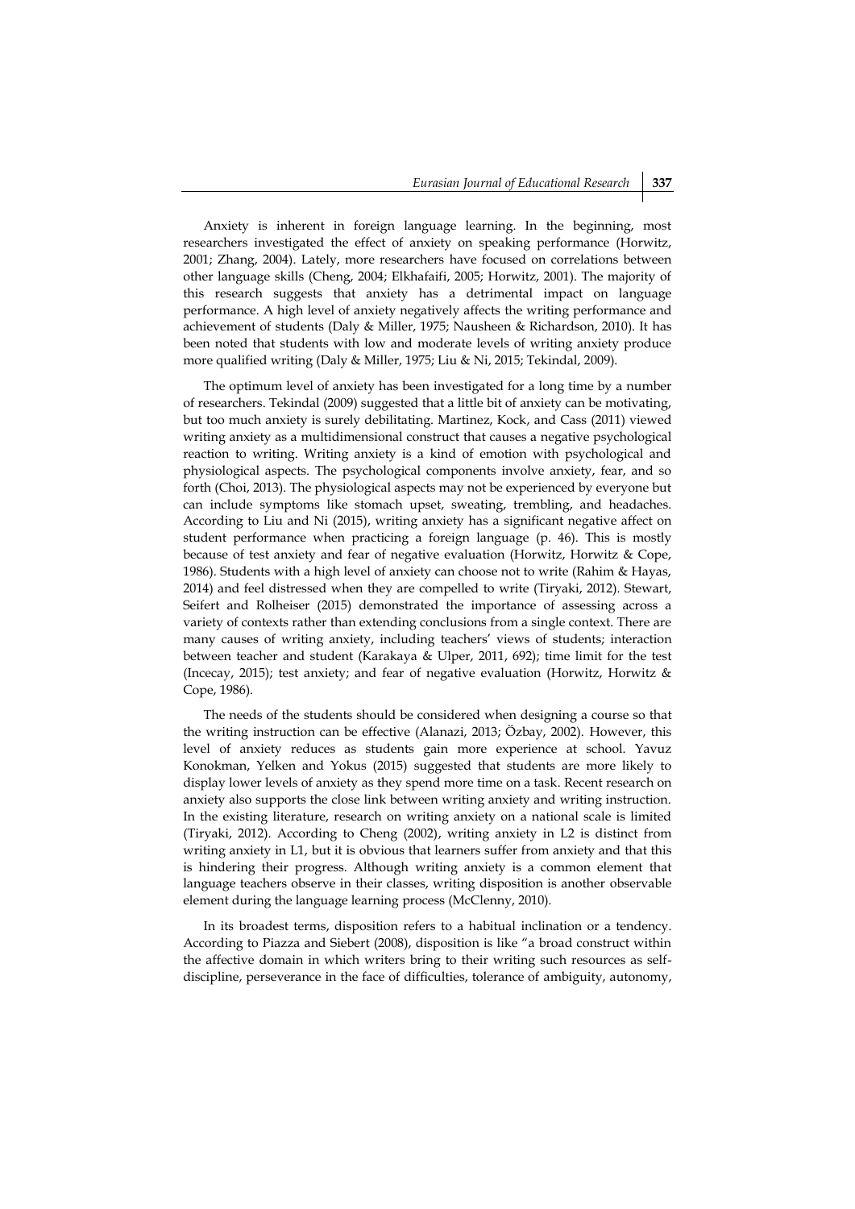Anxiety is inherent in foreign language learning. In the beginning, most researchers investigated the effect of anxiety on speaking performance (Horwitz, 2001; Zhang, 2004). Lately, more researchers have focused on correlations between other language skills (Cheng, 2004; Elkhafaifi, 2005; Horwitz, 2001). The majority of this research suggests that anxiety has a detrimental impact on language performance. A high level of anxiety negatively affects the writing performance and achievement of students (Daly & Miller, 1975; Nausheen & Richardson, 2010). It has been noted that students with low and moderate levels of writing anxiety produce more qualified writing (Daly & Miller, 1975; Liu & Ni, 2015; Tekindal, 2009).

The optimum level of anxiety has been investigated for a long time by a number of researchers. Tekindal (2009) suggested that a little bit of anxiety can be motivating, but too much anxiety is surely debilitating. Martinez, Kock, and Cass (2011) viewed writing anxiety as a multidimensional construct that causes a negative psychological reaction to writing. Writing anxiety is a kind of emotion with psychological and physiological aspects. The psychological components involve anxiety, fear, and so forth (Choi, 2013). The physiological aspects may not be experienced by everyone but can include symptoms like stomach upset, sweating, trembling, and headaches. According to Liu and Ni (2015), writing anxiety has a significant negative affect on student performance when practicing a foreign language (p. 46). This is mostly because of test anxiety and fear of negative evaluation (Horwitz, Horwitz & Cope, 1986). Students with a high level of anxiety can choose not to write (Rahim & Hayas, 2014) and feel distressed when they are compelled to write (Tiryaki, 2012). Stewart, Seifert and Rolheiser (2015) demonstrated the importance of assessing across a variety of contexts rather than extending conclusions from a single context. There are many causes of writing anxiety, including teachers' views of students; interaction between teacher and student (Karakaya & Ulper, 2011, 692); time limit for the test (Incecay, 2015); test anxiety; and fear of negative evaluation (Horwitz, Horwitz & Cope, 1986).

The needs of the students should be considered when designing a course so that the writing instruction can be effective (Alanazi, 2013; Özbay, 2002). However, this level of anxiety reduces as students gain more experience at school. Yavuz Konokman, Yelken and Yokus (2015) suggested that students are more likely to display lower levels of anxiety as they spend more time on a task. Recent research on anxiety also supports the close link between writing anxiety and writing instruction. In the existing literature, research on writing anxiety on a national scale is limited (Tiryaki, 2012). According to Cheng (2002), writing anxiety in L2 is distinct from writing anxiety in L1, but it is obvious that learners suffer from anxiety and that this is hindering their progress. Although writing anxiety is a common element that language teachers observe in their classes, writing disposition is another observable element during the language learning process (McClenny, 2010).

In its broadest terms, disposition refers to a habitual inclination or a tendency. According to Piazza and Siebert (2008), disposition is like "a broad construct within the affective domain in which writers bring to their writing such resources as self-discipline, perseverance in the face of difficulties, tolerance of ambiguity, autonomy,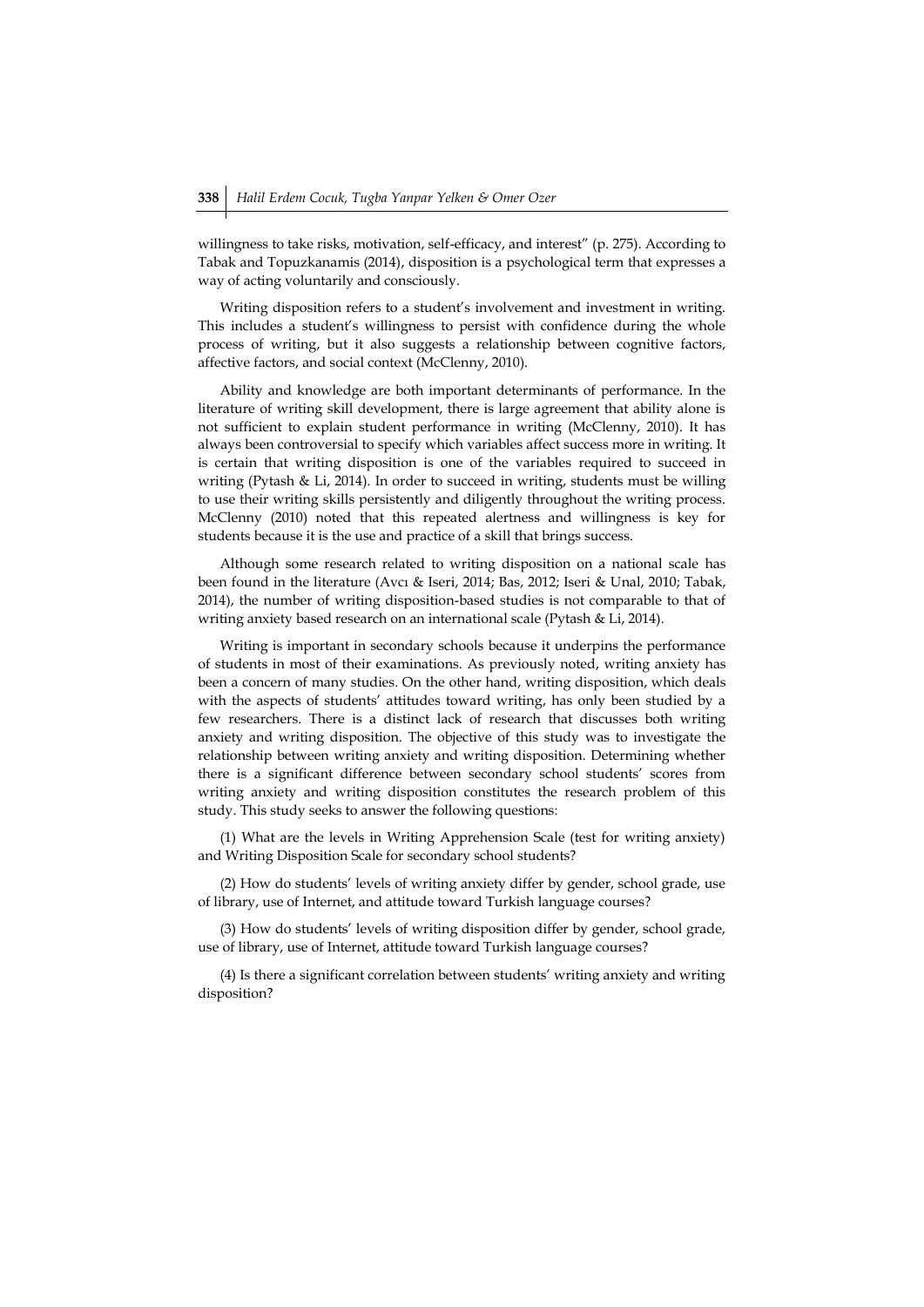willingness to take risks, motivation, self-efficacy, and interest" (p. 275). According to Tabak and Topuzkanamis (2014), disposition is a psychological term that expresses a way of acting voluntarily and consciously.

Writing disposition refers to a student's involvement and investment in writing. This includes a student's willingness to persist with confidence during the whole process of writing, but it also suggests a relationship between cognitive factors, affective factors, and social context (McClenny, 2010).

Ability and knowledge are both important determinants of performance. In the literature of writing skill development, there is large agreement that ability alone is not sufficient to explain student performance in writing (McClenny, 2010). It has always been controversial to specify which variables affect success more in writing. It is certain that writing disposition is one of the variables required to succeed in writing (Pytash & Li, 2014). In order to succeed in writing, students must be willing to use their writing skills persistently and diligently throughout the writing process. McClenny (2010) noted that this repeated alertness and willingness is key for students because it is the use and practice of a skill that brings success.

Although some research related to writing disposition on a national scale has been found in the literature (Avcı & Iseri, 2014; Bas, 2012; Iseri & Unal, 2010; Tabak, 2014), the number of writing disposition-based studies is not comparable to that of writing anxiety based research on an international scale (Pytash & Li, 2014).

Writing is important in secondary schools because it underpins the performance of students in most of their examinations. As previously noted, writing anxiety has been a concern of many studies. On the other hand, writing disposition, which deals with the aspects of students' attitudes toward writing, has only been studied by a few researchers. There is a distinct lack of research that discusses both writing anxiety and writing disposition. The objective of this study was to investigate the relationship between writing anxiety and writing disposition. Determining whether there is a significant difference between secondary school students' scores from writing anxiety and writing disposition constitutes the research problem of this study. This study seeks to answer the following questions:

(1) What are the levels in Writing Apprehension Scale (test for writing anxiety) and Writing Disposition Scale for secondary school students?

(2) How do students' levels of writing anxiety differ by gender, school grade, use of library, use of Internet, and attitude toward Turkish language courses?

(3) How do students' levels of writing disposition differ by gender, school grade, use of library, use of Internet, attitude toward Turkish language courses?

(4) Is there a significant correlation between students' writing anxiety and writing disposition?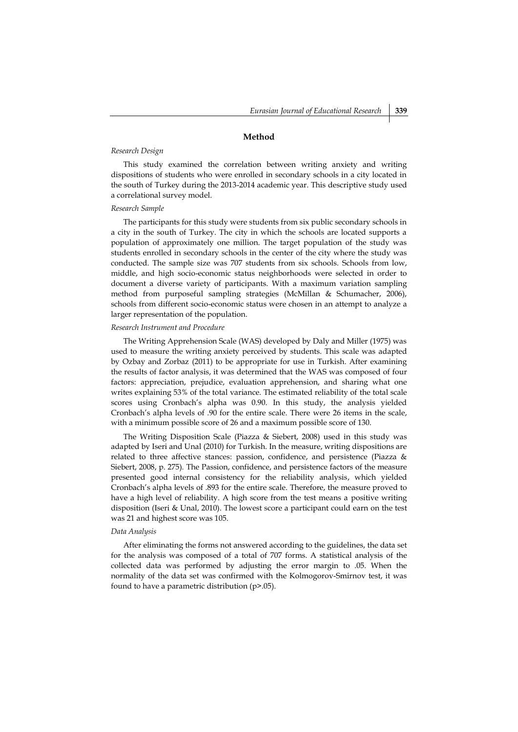## Method

### *Research Design*

This study examined the correlation between writing anxiety and writing dispositions of students who were enrolled in secondary schools in a city located in the south of Turkey during the 2013-2014 academic year. This descriptive study used a correlational survey model.

### *Research Sample*

The participants for this study were students from six public secondary schools in a city in the south of Turkey. The city in which the schools are located supports a population of approximately one million. The target population of the study was students enrolled in secondary schools in the center of the city where the study was conducted. The sample size was 707 students from six schools. Schools from low, middle, and high socio-economic status neighborhoods were selected in order to document a diverse variety of participants. With a maximum variation sampling method from purposeful sampling strategies (McMillan & Schumacher, 2006), schools from different socio-economic status were chosen in an attempt to analyze a larger representation of the population.

### *Research Instrument and Procedure*

The Writing Apprehension Scale (WAS) developed by Daly and Miller (1975) was used to measure the writing anxiety perceived by students. This scale was adapted by Ozbay and Zorbaz (2011) to be appropriate for use in Turkish. After examining the results of factor analysis, it was determined that the WAS was composed of four factors: appreciation, prejudice, evaluation apprehension, and sharing what one writes explaining 53% of the total variance. The estimated reliability of the total scale scores using Cronbach's alpha was 0.90. In this study, the analysis yielded Cronbach's alpha levels of .90 for the entire scale. There were 26 items in the scale, with a minimum possible score of 26 and a maximum possible score of 130.

The Writing Disposition Scale (Piazza & Siebert, 2008) used in this study was adapted by Iseri and Unal (2010) for Turkish. In the measure, writing dispositions are related to three affective stances: passion, confidence, and persistence (Piazza & Siebert, 2008, p. 275). The Passion, confidence, and persistence factors of the measure presented good internal consistency for the reliability analysis, which yielded Cronbach's alpha levels of .893 for the entire scale. Therefore, the measure proved to have a high level of reliability. A high score from the test means a positive writing disposition (Iseri & Unal, 2010). The lowest score a participant could earn on the test was 21 and highest score was 105.

### *Data Analysis*

After eliminating the forms not answered according to the guidelines, the data set for the analysis was composed of a total of 707 forms. A statistical analysis of the collected data was performed by adjusting the error margin to .05. When the normality of the data set was confirmed with the Kolmogorov-Smirnov test, it was found to have a parametric distribution ($p>.05$).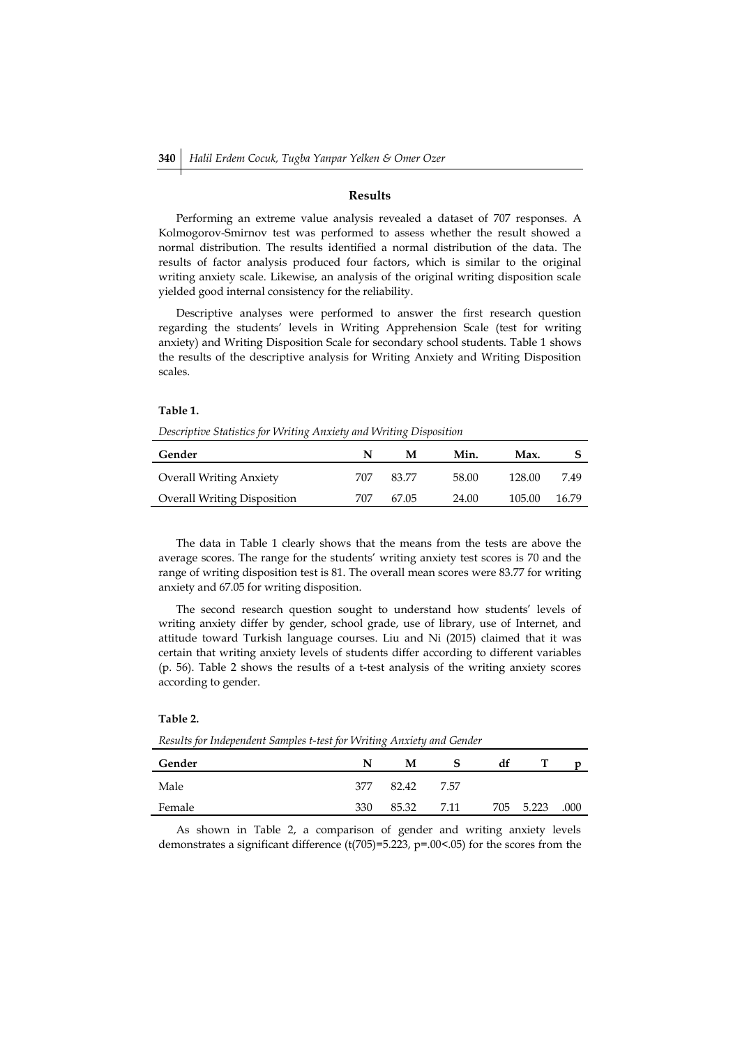## Results

Performing an extreme value analysis revealed a dataset of 707 responses. A Kolmogorov-Smirnov test was performed to assess whether the result showed a normal distribution. The results identified a normal distribution of the data. The results of factor analysis produced four factors, which is similar to the original writing anxiety scale. Likewise, an analysis of the original writing disposition scale yielded good internal consistency for the reliability.

Descriptive analyses were performed to answer the first research question regarding the students' levels in Writing Apprehension Scale (test for writing anxiety) and Writing Disposition Scale for secondary school students. Table 1 shows the results of the descriptive analysis for Writing Anxiety and Writing Disposition scales.

**Table 1.**

*Descriptive Statistics for Writing Anxiety and Writing Disposition*

| Gender | N | M | Min. | Max. | S |
|---|---|---|---|---|---|
| Overall Writing Anxiety | 707 | 83.77 | 58.00 | 128.00 | 7.49 |
| Overall Writing Disposition | 707 | 67.05 | 24.00 | 105.00 | 16.79 |

The data in Table 1 clearly shows that the means from the tests are above the average scores. The range for the students' writing anxiety test scores is 70 and the range of writing disposition test is 81. The overall mean scores were 83.77 for writing anxiety and 67.05 for writing disposition.

The second research question sought to understand how students' levels of writing anxiety differ by gender, school grade, use of library, use of Internet, and attitude toward Turkish language courses. Liu and Ni (2015) claimed that it was certain that writing anxiety levels of students differ according to different variables (p. 56). Table 2 shows the results of a t-test analysis of the writing anxiety scores according to gender.

**Table 2.**

*Results for Independent Samples t-test for Writing Anxiety and Gender*

| Gender | N | M | S | df | T | p |
|---|---|---|---|---|---|---|
| Male | 377 | 82.42 | 7.57 | | | |
| Female | 330 | 85.32 | 7.11 | 705 | 5.223 | .000 |

As shown in Table 2, a comparison of gender and writing anxiety levels demonstrates a significant difference ($t(705)=5.223$, $p=.00<.05$) for the scores from the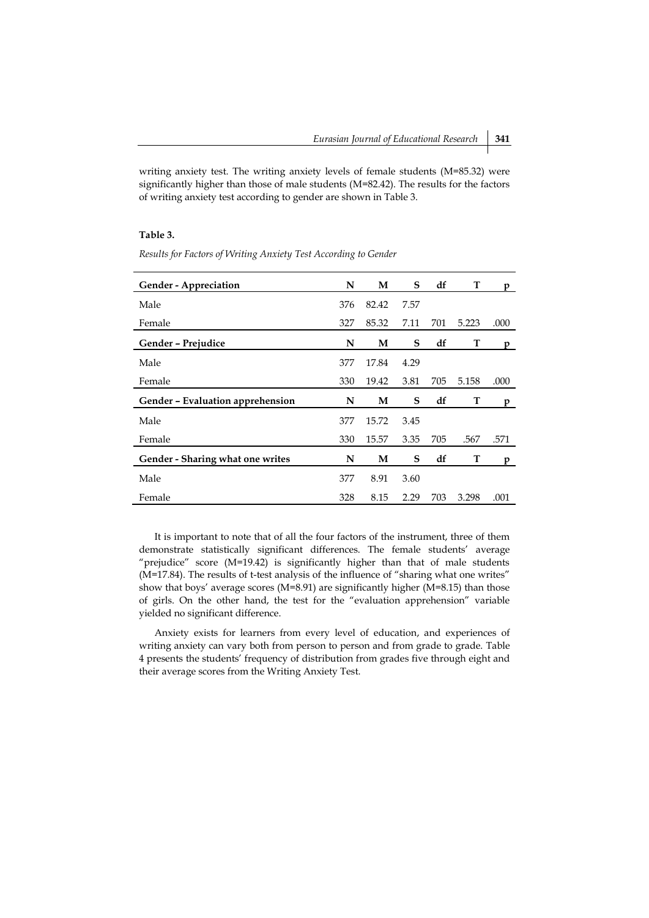writing anxiety test. The writing anxiety levels of female students (M=85.32) were significantly higher than those of male students (M=82.42). The results for the factors of writing anxiety test according to gender are shown in Table 3.

**Table 3.**

*Results for Factors of Writing Anxiety Test According to Gender*

| **Gender - Appreciation** | **N** | **M** | **S** | **df** | **T** | **p** |
|---|---|---|---|---|---|---|
| Male | 376 | 82.42 | 7.57 | | | |
| Female | 327 | 85.32 | 7.11 | 701 | 5.223 | .000 |
| **Gender – Prejudice** | **N** | **M** | **S** | **df** | **T** | **p** |
| Male | 377 | 17.84 | 4.29 | | | |
| Female | 330 | 19.42 | 3.81 | 705 | 5.158 | .000 |
| **Gender – Evaluation apprehension** | **N** | **M** | **S** | **df** | **T** | **p** |
| Male | 377 | 15.72 | 3.45 | | | |
| Female | 330 | 15.57 | 3.35 | 705 | .567 | .571 |
| **Gender - Sharing what one writes** | **N** | **M** | **S** | **df** | **T** | **p** |
| Male | 377 | 8.91 | 3.60 | | | |
| Female | 328 | 8.15 | 2.29 | 703 | 3.298 | .001 |

It is important to note that of all the four factors of the instrument, three of them demonstrate statistically significant differences. The female students' average "prejudice" score (M=19.42) is significantly higher than that of male students (M=17.84). The results of t-test analysis of the influence of "sharing what one writes" show that boys' average scores (M=8.91) are significantly higher (M=8.15) than those of girls. On the other hand, the test for the "evaluation apprehension" variable yielded no significant difference.

Anxiety exists for learners from every level of education, and experiences of writing anxiety can vary both from person to person and from grade to grade. Table 4 presents the students' frequency of distribution from grades five through eight and their average scores from the Writing Anxiety Test.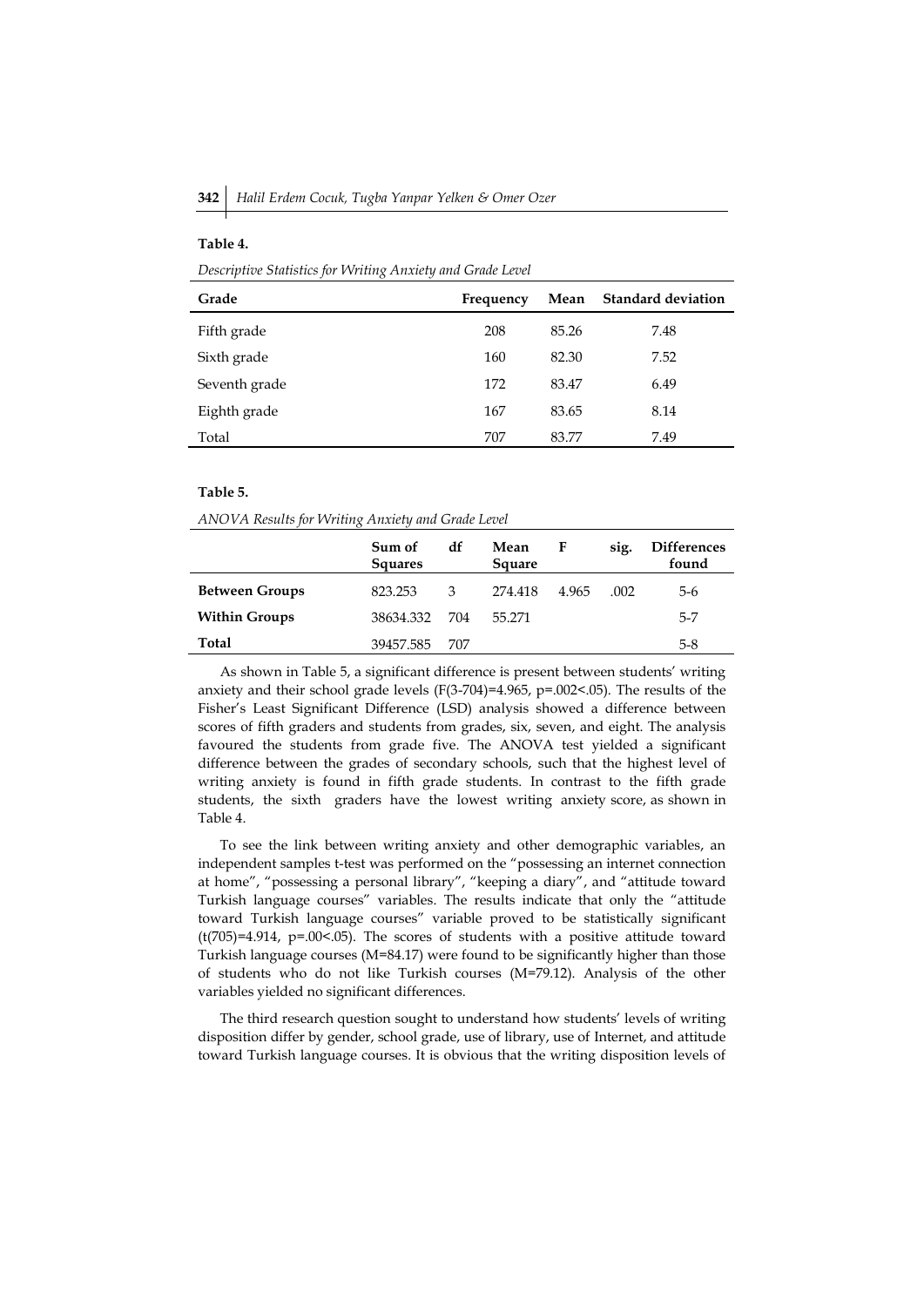**Table 4.**

*Descriptive Statistics for Writing Anxiety and Grade Level*

| Grade | Frequency | Mean | Standard deviation |
|---|---|---|---|
| Fifth grade | 208 | 85.26 | 7.48 |
| Sixth grade | 160 | 82.30 | 7.52 |
| Seventh grade | 172 | 83.47 | 6.49 |
| Eighth grade | 167 | 83.65 | 8.14 |
| Total | 707 | 83.77 | 7.49 |

**Table 5.**

*ANOVA Results for Writing Anxiety and Grade Level*

| | Sum of Squares | df | Mean Square | F | sig. | Differences found |
|---|---|---|---|---|---|---|
| **Between Groups** | 823.253 | 3 | 274.418 | 4.965 | .002 | 5-6 |
| **Within Groups** | 38634.332 | 704 | 55.271 | | | 5-7 |
| **Total** | 39457.585 | 707 | | | | 5-8 |

As shown in Table 5, a significant difference is present between students' writing anxiety and their school grade levels ($F(3\text{-}704)=4.965$, $p=.002<.05$). The results of the Fisher's Least Significant Difference (LSD) analysis showed a difference between scores of fifth graders and students from grades, six, seven, and eight. The analysis favoured the students from grade five. The ANOVA test yielded a significant difference between the grades of secondary schools, such that the highest level of writing anxiety is found in fifth grade students. In contrast to the fifth grade students, the sixth graders have the lowest writing anxiety score, as shown in Table 4.

To see the link between writing anxiety and other demographic variables, an independent samples t-test was performed on the "possessing an internet connection at home", "possessing a personal library", "keeping a diary", and "attitude toward Turkish language courses" variables. The results indicate that only the "attitude toward Turkish language courses" variable proved to be statistically significant ($t(705)=4.914$, $p=.00<.05$). The scores of students with a positive attitude toward Turkish language courses ($M=84.17$) were found to be significantly higher than those of students who do not like Turkish courses ($M=79.12$). Analysis of the other variables yielded no significant differences.

The third research question sought to understand how students' levels of writing disposition differ by gender, school grade, use of library, use of Internet, and attitude toward Turkish language courses. It is obvious that the writing disposition levels of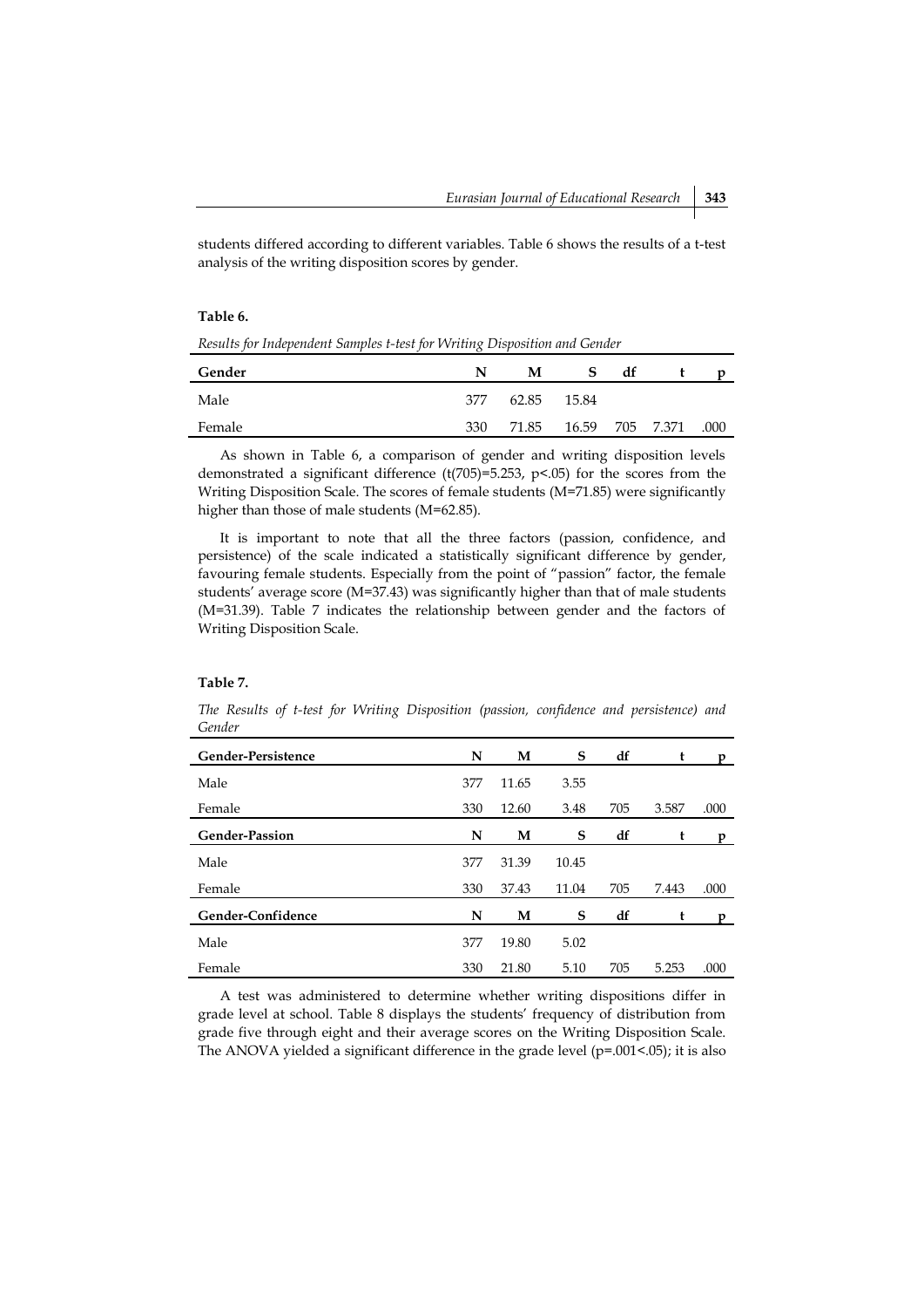students differed according to different variables. Table 6 shows the results of a t-test analysis of the writing disposition scores by gender.

**Table 6.**

*Results for Independent Samples t-test for Writing Disposition and Gender*

| Gender | N | M | S | df | t | p |
|---|---|---|---|---|---|---|
| Male | 377 | 62.85 | 15.84 | | | |
| Female | 330 | 71.85 | 16.59 | 705 | 7.371 | .000 |

As shown in Table 6, a comparison of gender and writing disposition levels demonstrated a significant difference ($t(705)=5.253$, $p<.05$) for the scores from the Writing Disposition Scale. The scores of female students ($M=71.85$) were significantly higher than those of male students ($M=62.85$).

It is important to note that all the three factors (passion, confidence, and persistence) of the scale indicated a statistically significant difference by gender, favouring female students. Especially from the point of "passion" factor, the female students' average score ($M=37.43$) was significantly higher than that of male students ($M=31.39$). Table 7 indicates the relationship between gender and the factors of Writing Disposition Scale.

**Table 7.**

*The Results of t-test for Writing Disposition (passion, confidence and persistence) and Gender*

| Gender-Persistence | N | M | S | df | t | p |
|---|---|---|---|---|---|---|
| Male | 377 | 11.65 | 3.55 | | | |
| Female | 330 | 12.60 | 3.48 | 705 | 3.587 | .000 |
| **Gender-Passion** | **N** | **M** | **S** | **df** | **t** | **p** |
| Male | 377 | 31.39 | 10.45 | | | |
| Female | 330 | 37.43 | 11.04 | 705 | 7.443 | .000 |
| **Gender-Confidence** | **N** | **M** | **S** | **df** | **t** | **p** |
| Male | 377 | 19.80 | 5.02 | | | |
| Female | 330 | 21.80 | 5.10 | 705 | 5.253 | .000 |

A test was administered to determine whether writing dispositions differ in grade level at school. Table 8 displays the students' frequency of distribution from grade five through eight and their average scores on the Writing Disposition Scale. The ANOVA yielded a significant difference in the grade level ($p=.001<.05$); it is also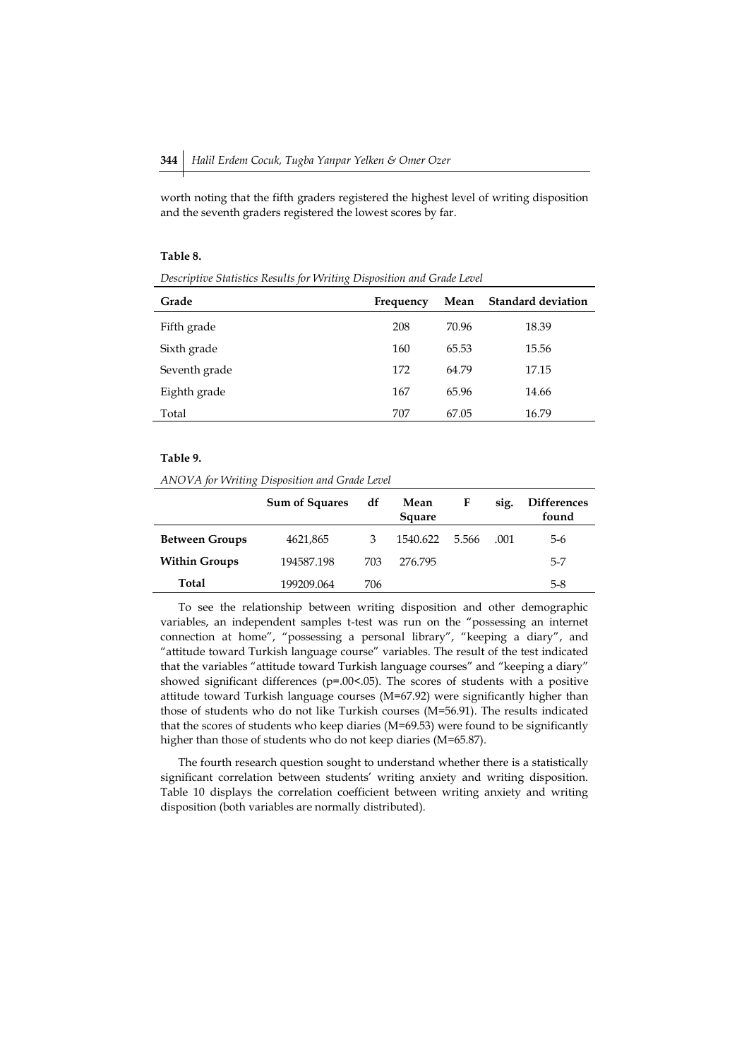worth noting that the fifth graders registered the highest level of writing disposition and the seventh graders registered the lowest scores by far.

**Table 8.**

*Descriptive Statistics Results for Writing Disposition and Grade Level*

| Grade | Frequency | Mean | Standard deviation |
|---|---|---|---|
| Fifth grade | 208 | 70.96 | 18.39 |
| Sixth grade | 160 | 65.53 | 15.56 |
| Seventh grade | 172 | 64.79 | 17.15 |
| Eighth grade | 167 | 65.96 | 14.66 |
| Total | 707 | 67.05 | 16.79 |

**Table 9.**

*ANOVA for Writing Disposition and Grade Level*

| | Sum of Squares | df | Mean Square | F | sig. | Differences found |
|---|---|---|---|---|---|---|
| **Between Groups** | 4621,865 | 3 | 1540.622 | 5.566 | .001 | 5-6 |
| **Within Groups** | 194587.198 | 703 | 276.795 | | | 5-7 |
| **Total** | 199209.064 | 706 | | | | 5-8 |

To see the relationship between writing disposition and other demographic variables, an independent samples t-test was run on the "possessing an internet connection at home", "possessing a personal library", "keeping a diary", and "attitude toward Turkish language course" variables. The result of the test indicated that the variables "attitude toward Turkish language courses" and "keeping a diary" showed significant differences ($p=.00<.05$). The scores of students with a positive attitude toward Turkish language courses ($M=67.92$) were significantly higher than those of students who do not like Turkish courses ($M=56.91$). The results indicated that the scores of students who keep diaries ($M=69.53$) were found to be significantly higher than those of students who do not keep diaries ($M=65.87$).

The fourth research question sought to understand whether there is a statistically significant correlation between students' writing anxiety and writing disposition. Table 10 displays the correlation coefficient between writing anxiety and writing disposition (both variables are normally distributed).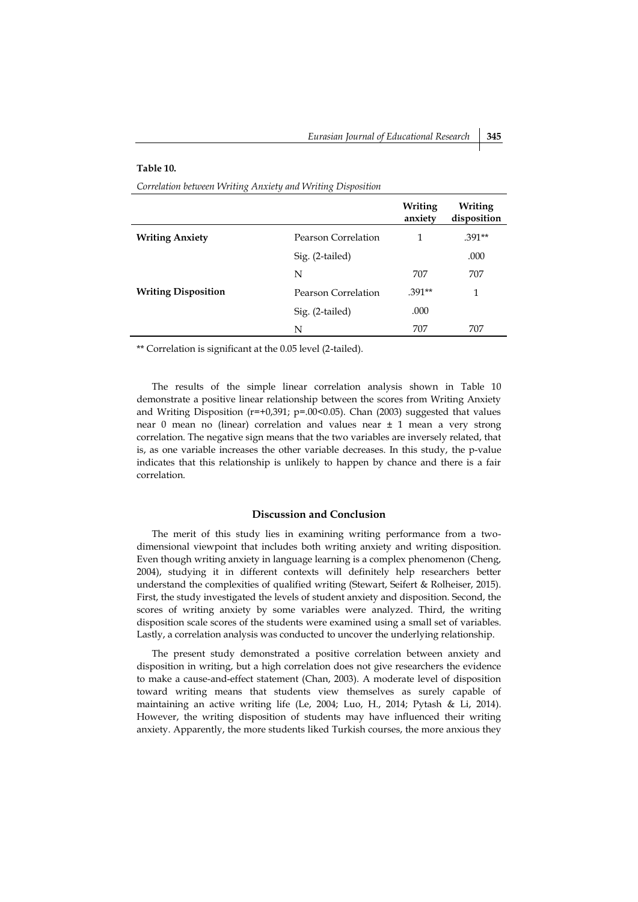**Table 10.**

*Correlation between Writing Anxiety and Writing Disposition*

| | | Writing anxiety | Writing disposition |
|---|---|---|---|
| **Writing Anxiety** | Pearson Correlation | 1 | .391** |
| | Sig. (2-tailed) | | .000 |
| | N | 707 | 707 |
| **Writing Disposition** | Pearson Correlation | .391** | 1 |
| | Sig. (2-tailed) | .000 | |
| | N | 707 | 707 |

** Correlation is significant at the 0.05 level (2-tailed).

The results of the simple linear correlation analysis shown in Table 10 demonstrate a positive linear relationship between the scores from Writing Anxiety and Writing Disposition ($r=+0{,}391$; $p=.00<0.05$). Chan (2003) suggested that values near 0 mean no (linear) correlation and values near $\pm$ 1 mean a very strong correlation. The negative sign means that the two variables are inversely related, that is, as one variable increases the other variable decreases. In this study, the p-value indicates that this relationship is unlikely to happen by chance and there is a fair correlation.

## Discussion and Conclusion

The merit of this study lies in examining writing performance from a two-dimensional viewpoint that includes both writing anxiety and writing disposition. Even though writing anxiety in language learning is a complex phenomenon (Cheng, 2004), studying it in different contexts will definitely help researchers better understand the complexities of qualified writing (Stewart, Seifert & Rolheiser, 2015). First, the study investigated the levels of student anxiety and disposition. Second, the scores of writing anxiety by some variables were analyzed. Third, the writing disposition scale scores of the students were examined using a small set of variables. Lastly, a correlation analysis was conducted to uncover the underlying relationship.

The present study demonstrated a positive correlation between anxiety and disposition in writing, but a high correlation does not give researchers the evidence to make a cause-and-effect statement (Chan, 2003). A moderate level of disposition toward writing means that students view themselves as surely capable of maintaining an active writing life (Le, 2004; Luo, H., 2014; Pytash & Li, 2014). However, the writing disposition of students may have influenced their writing anxiety. Apparently, the more students liked Turkish courses, the more anxious they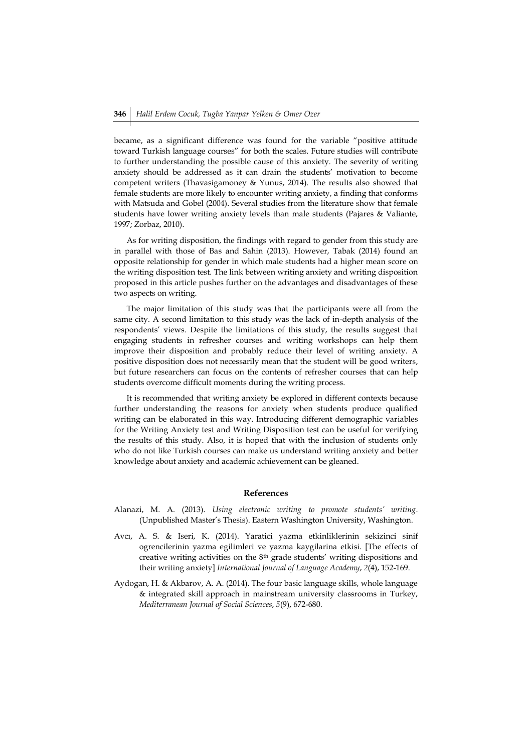became, as a significant difference was found for the variable "positive attitude toward Turkish language courses" for both the scales. Future studies will contribute to further understanding the possible cause of this anxiety. The severity of writing anxiety should be addressed as it can drain the students' motivation to become competent writers (Thavasigamoney & Yunus, 2014). The results also showed that female students are more likely to encounter writing anxiety, a finding that conforms with Matsuda and Gobel (2004). Several studies from the literature show that female students have lower writing anxiety levels than male students (Pajares & Valiante, 1997; Zorbaz, 2010).

As for writing disposition, the findings with regard to gender from this study are in parallel with those of Bas and Sahin (2013). However, Tabak (2014) found an opposite relationship for gender in which male students had a higher mean score on the writing disposition test. The link between writing anxiety and writing disposition proposed in this article pushes further on the advantages and disadvantages of these two aspects on writing.

The major limitation of this study was that the participants were all from the same city. A second limitation to this study was the lack of in-depth analysis of the respondents' views. Despite the limitations of this study, the results suggest that engaging students in refresher courses and writing workshops can help them improve their disposition and probably reduce their level of writing anxiety. A positive disposition does not necessarily mean that the student will be good writers, but future researchers can focus on the contents of refresher courses that can help students overcome difficult moments during the writing process.

It is recommended that writing anxiety be explored in different contexts because further understanding the reasons for anxiety when students produce qualified writing can be elaborated in this way. Introducing different demographic variables for the Writing Anxiety test and Writing Disposition test can be useful for verifying the results of this study. Also, it is hoped that with the inclusion of students only who do not like Turkish courses can make us understand writing anxiety and better knowledge about anxiety and academic achievement can be gleaned.

## References

Alanazi, M. A. (2013). *Using electronic writing to promote students' writing*. (Unpublished Master's Thesis). Eastern Washington University, Washington.

Avcı, A. S. & Iseri, K. (2014). Yaratici yazma etkinliklerinin sekizinci sinif ogrencilerinin yazma egilimleri ve yazma kaygilarina etkisi. [The effects of creative writing activities on the 8th grade students' writing dispositions and their writing anxiety] *International Journal of Language Academy*, *2*(4), 152-169.

Aydogan, H. & Akbarov, A. A. (2014). The four basic language skills, whole language & integrated skill approach in mainstream university classrooms in Turkey, *Mediterranean Journal of Social Sciences*, *5*(9), 672-680.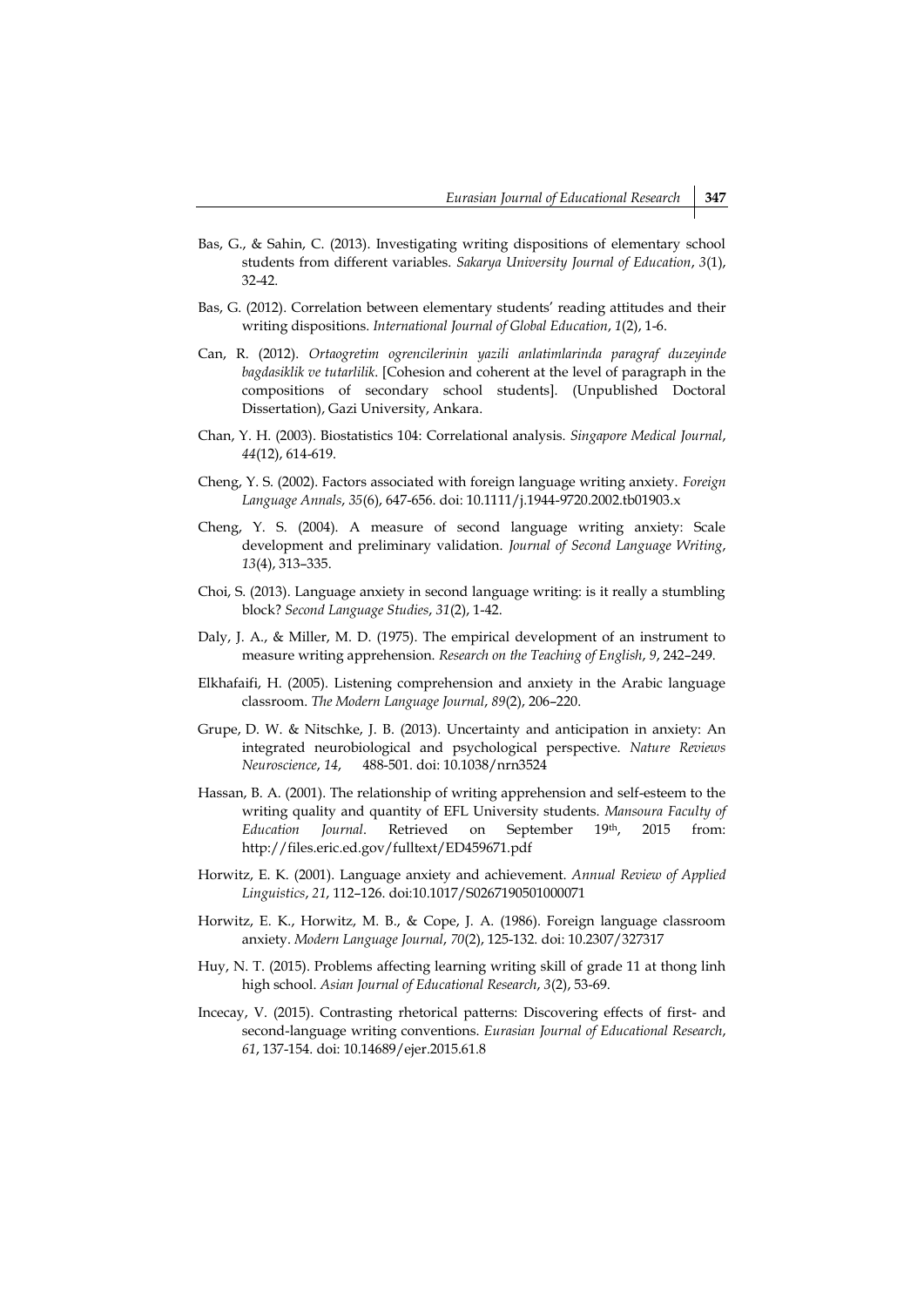Bas, G., & Sahin, C. (2013). Investigating writing dispositions of elementary school students from different variables. *Sakarya University Journal of Education*, *3*(1), 32-42.

Bas, G. (2012). Correlation between elementary students' reading attitudes and their writing dispositions. *International Journal of Global Education*, *1*(2), 1-6.

Can, R. (2012). *Ortaogretim ogrencilerinin yazili anlatimlarinda paragraf duzeyinde bagdasiklik ve tutarlilik*. [Cohesion and coherent at the level of paragraph in the compositions of secondary school students]. (Unpublished Doctoral Dissertation), Gazi University, Ankara.

Chan, Y. H. (2003). Biostatistics 104: Correlational analysis. *Singapore Medical Journal*, *44*(12), 614-619.

Cheng, Y. S. (2002). Factors associated with foreign language writing anxiety. *Foreign Language Annals*, *35*(6), 647-656. doi: 10.1111/j.1944-9720.2002.tb01903.x

Cheng, Y. S. (2004). A measure of second language writing anxiety: Scale development and preliminary validation. *Journal of Second Language Writing*, *13*(4), 313–335.

Choi, S. (2013). Language anxiety in second language writing: is it really a stumbling block? *Second Language Studies*, *31*(2), 1-42.

Daly, J. A., & Miller, M. D. (1975). The empirical development of an instrument to measure writing apprehension. *Research on the Teaching of English*, *9*, 242–249.

Elkhafaifi, H. (2005). Listening comprehension and anxiety in the Arabic language classroom. *The Modern Language Journal*, *89*(2), 206–220.

Grupe, D. W. & Nitschke, J. B. (2013). Uncertainty and anticipation in anxiety: An integrated neurobiological and psychological perspective. *Nature Reviews Neuroscience*, *14*, 488-501. doi: 10.1038/nrn3524

Hassan, B. A. (2001). The relationship of writing apprehension and self-esteem to the writing quality and quantity of EFL University students. *Mansoura Faculty of Education Journal*. Retrieved on September 19th, 2015 from: http://files.eric.ed.gov/fulltext/ED459671.pdf

Horwitz, E. K. (2001). Language anxiety and achievement. *Annual Review of Applied Linguistics*, *21*, 112–126. doi:10.1017/S0267190501000071

Horwitz, E. K., Horwitz, M. B., & Cope, J. A. (1986). Foreign language classroom anxiety. *Modern Language Journal*, *70*(2), 125-132. doi: 10.2307/327317

Huy, N. T. (2015). Problems affecting learning writing skill of grade 11 at thong linh high school. *Asian Journal of Educational Research*, *3*(2), 53-69.

Incecay, V. (2015). Contrasting rhetorical patterns: Discovering effects of first- and second-language writing conventions. *Eurasian Journal of Educational Research*, *61*, 137-154. doi: 10.14689/ejer.2015.61.8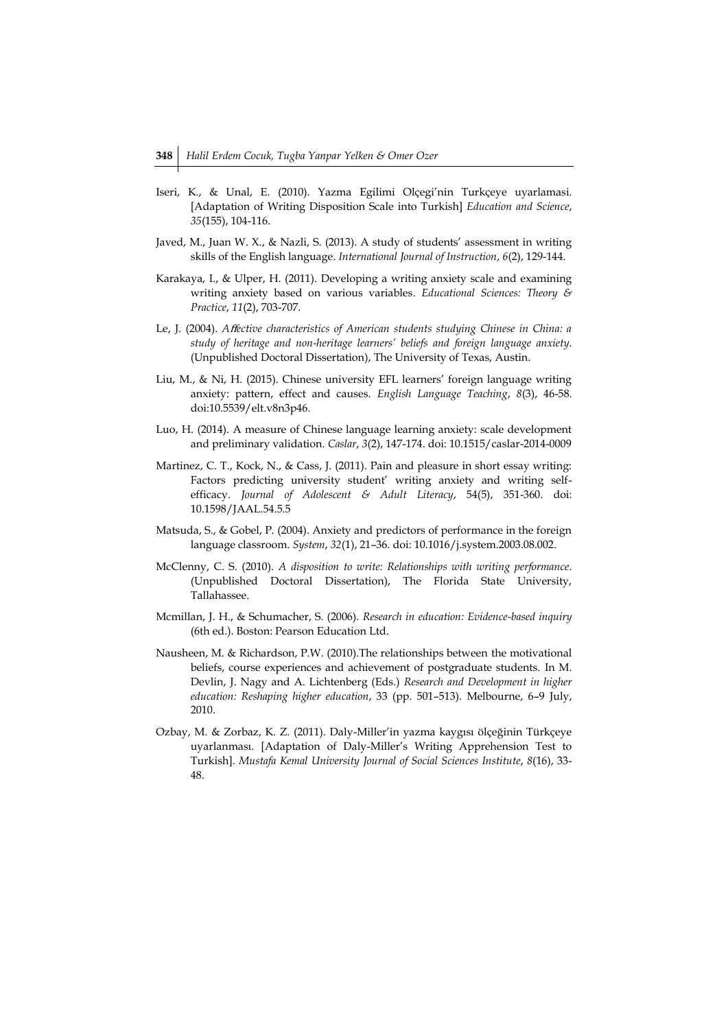Iseri, K., & Unal, E. (2010). Yazma Egilimi Olçegi'nin Turkçeye uyarlamasi. [Adaptation of Writing Disposition Scale into Turkish] *Education and Science*, *35*(155), 104-116.

Javed, M., Juan W. X., & Nazli, S. (2013). A study of students' assessment in writing skills of the English language. *International Journal of Instruction*, *6*(2), 129-144.

Karakaya, I., & Ulper, H. (2011). Developing a writing anxiety scale and examining writing anxiety based on various variables. *Educational Sciences: Theory & Practice*, *11*(2), 703-707.

Le, J. (2004). *Affective characteristics of American students studying Chinese in China: a study of heritage and non-heritage learners' beliefs and foreign language anxiety*. (Unpublished Doctoral Dissertation), The University of Texas, Austin.

Liu, M., & Ni, H. (2015). Chinese university EFL learners' foreign language writing anxiety: pattern, effect and causes. *English Language Teaching*, *8*(3), 46-58. doi:10.5539/elt.v8n3p46.

Luo, H. (2014). A measure of Chinese language learning anxiety: scale development and preliminary validation. *Caslar*, *3*(2), 147-174. doi: 10.1515/caslar-2014-0009

Martinez, C. T., Kock, N., & Cass, J. (2011). Pain and pleasure in short essay writing: Factors predicting university student' writing anxiety and writing self-efficacy. *Journal of Adolescent & Adult Literacy*, 54(5), 351-360. doi: 10.1598/JAAL.54.5.5

Matsuda, S., & Gobel, P. (2004). Anxiety and predictors of performance in the foreign language classroom. *System*, *32*(1), 21–36. doi: 10.1016/j.system.2003.08.002.

McClenny, C. S. (2010). *A disposition to write: Relationships with writing performance*. (Unpublished Doctoral Dissertation), The Florida State University, Tallahassee.

Mcmillan, J. H., & Schumacher, S. (2006). *Research in education: Evidence-based inquiry* (6th ed.). Boston: Pearson Education Ltd.

Nausheen, M. & Richardson, P.W. (2010).The relationships between the motivational beliefs, course experiences and achievement of postgraduate students. In M. Devlin, J. Nagy and A. Lichtenberg (Eds.) *Research and Development in higher education: Reshaping higher education*, 33 (pp. 501–513). Melbourne, 6–9 July, 2010.

Ozbay, M. & Zorbaz, K. Z. (2011). Daly-Miller'in yazma kaygısı ölçeğinin Türkçeye uyarlanması. [Adaptation of Daly-Miller's Writing Apprehension Test to Turkish]. *Mustafa Kemal University Journal of Social Sciences Institute*, *8*(16), 33-48.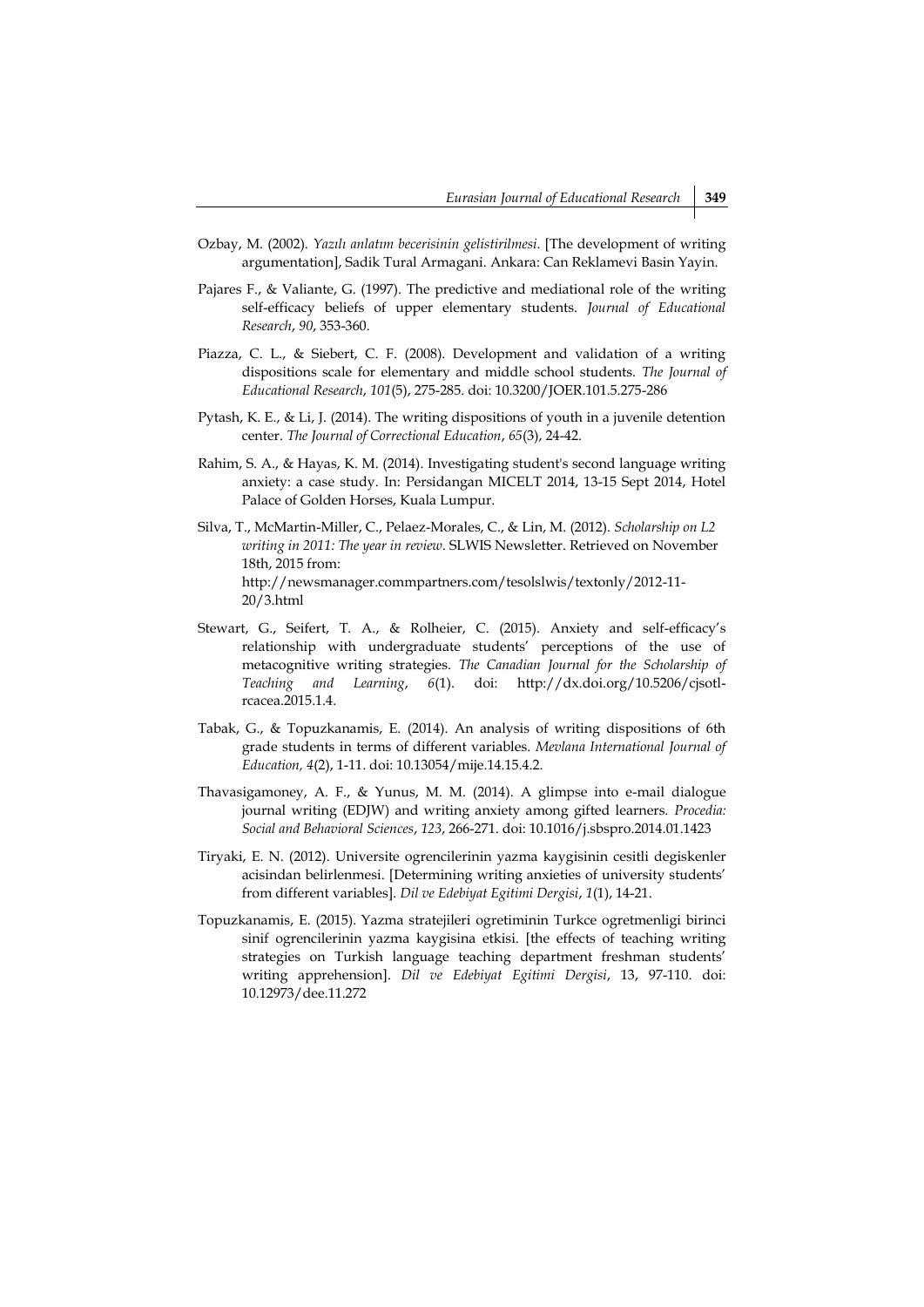Ozbay, M. (2002). *Yazılı anlatım becerisinin gelistirilmesi*. [The development of writing argumentation], Sadik Tural Armagani. Ankara: Can Reklamevi Basin Yayin.

Pajares F., & Valiante, G. (1997). The predictive and mediational role of the writing self-efficacy beliefs of upper elementary students. *Journal of Educational Research*, *90*, 353-360.

Piazza, C. L., & Siebert, C. F. (2008). Development and validation of a writing dispositions scale for elementary and middle school students. *The Journal of Educational Research*, *101*(5), 275-285. doi: 10.3200/JOER.101.5.275-286

Pytash, K. E., & Li, J. (2014). The writing dispositions of youth in a juvenile detention center. *The Journal of Correctional Education*, *65*(3), 24-42.

Rahim, S. A., & Hayas, K. M. (2014). Investigating student's second language writing anxiety: a case study. In: Persidangan MICELT 2014, 13-15 Sept 2014, Hotel Palace of Golden Horses, Kuala Lumpur.

Silva, T., McMartin-Miller, C., Pelaez-Morales, C., & Lin, M. (2012). *Scholarship on L2 writing in 2011: The year in review*. SLWIS Newsletter. Retrieved on November 18th, 2015 from: http://newsmanager.commpartners.com/tesolslwis/textonly/2012-11-20/3.html

Stewart, G., Seifert, T. A., & Rolheier, C. (2015). Anxiety and self-efficacy's relationship with undergraduate students' perceptions of the use of metacognitive writing strategies. *The Canadian Journal for the Scholarship of Teaching and Learning*, *6*(1). doi: http://dx.doi.org/10.5206/cjsotl-rcacea.2015.1.4.

Tabak, G., & Topuzkanamis, E. (2014). An analysis of writing dispositions of 6th grade students in terms of different variables. *Mevlana International Journal of Education, 4*(2), 1-11. doi: 10.13054/mije.14.15.4.2.

Thavasigamoney, A. F., & Yunus, M. M. (2014). A glimpse into e-mail dialogue journal writing (EDJW) and writing anxiety among gifted learners. *Procedia: Social and Behavioral Sciences*, *123*, 266-271. doi: 10.1016/j.sbspro.2014.01.1423

Tiryaki, E. N. (2012). Universite ogrencilerinin yazma kaygisinin cesitli degiskenler acisindan belirlenmesi. [Determining writing anxieties of university students' from different variables]. *Dil ve Edebiyat Egitimi Dergisi*, *1*(1), 14-21.

Topuzkanamis, E. (2015). Yazma stratejileri ogretiminin Turkce ogretmenligi birinci sinif ogrencilerinin yazma kaygisina etkisi. [the effects of teaching writing strategies on Turkish language teaching department freshman students' writing apprehension]. *Dil ve Edebiyat Egitimi Dergisi*, 13, 97-110. doi: 10.12973/dee.11.272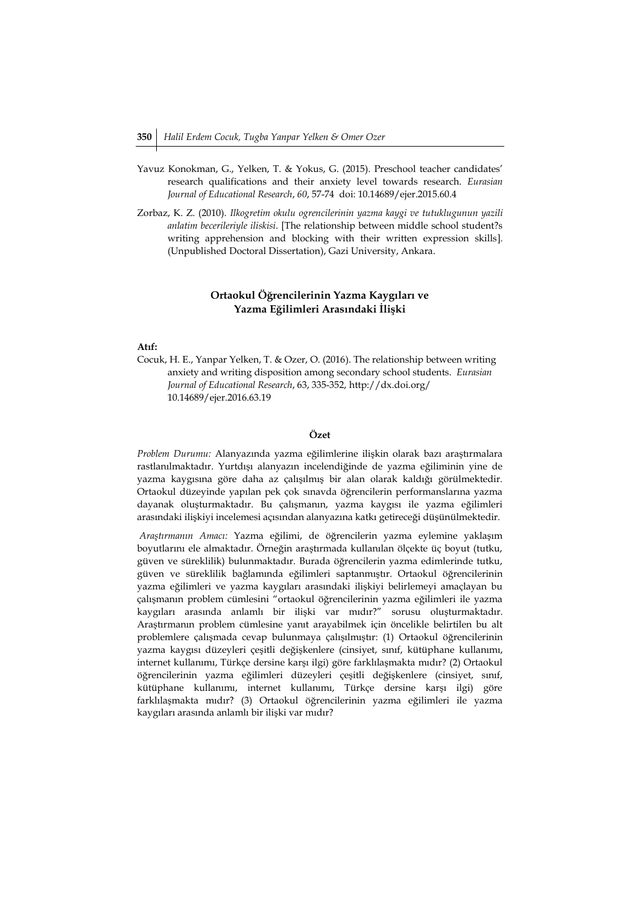Yavuz Konokman, G., Yelken, T. & Yokus, G. (2015). Preschool teacher candidates' research qualifications and their anxiety level towards research. *Eurasian Journal of Educational Research*, *60*, 57-74 doi: 10.14689/ejer.2015.60.4

Zorbaz, K. Z. (2010). *Ilkogretim okulu ogrencilerinin yazma kaygi ve tutuklugunun yazili anlatim becerileriyle iliskisi*. [The relationship between middle school student?s writing apprehension and blocking with their written expression skills]. (Unpublished Doctoral Dissertation), Gazi University, Ankara.

## Ortaokul Öğrencilerinin Yazma Kaygıları ve Yazma Eğilimleri Arasındaki İlişki

**Atıf:**

Cocuk, H. E., Yanpar Yelken, T. & Ozer, O. (2016). The relationship between writing anxiety and writing disposition among secondary school students. *Eurasian Journal of Educational Research*, 63, 335-352, http://dx.doi.org/10.14689/ejer.2016.63.19

### Özet

*Problem Durumu:* Alanyazında yazma eğilimlerine ilişkin olarak bazı araştırmalara rastlanılmaktadır. Yurtdışı alanyazın incelendiğinde de yazma eğiliminin yine de yazma kaygısına göre daha az çalışılmış bir alan olarak kaldığı görülmektedir. Ortaokul düzeyinde yapılan pek çok sınavda öğrencilerin performanslarına yazma dayanak oluşturmaktadır. Bu çalışmanın, yazma kaygısı ile yazma eğilimleri arasındaki ilişkiyi incelemesi açısından alanyazına katkı getireceği düşünülmektedir.

*Araştırmanın Amacı:* Yazma eğilimi, de öğrencilerin yazma eylemine yaklaşım boyutlarını ele almaktadır. Örneğin araştırmada kullanılan ölçekte üç boyut (tutku, güven ve süreklilik) bulunmaktadır. Burada öğrencilerin yazma edimlerinde tutku, güven ve süreklilik bağlamında eğilimleri saptanmıştır. Ortaokul öğrencilerinin yazma eğilimleri ve yazma kaygıları arasındaki ilişkiyi belirlemeyi amaçlayan bu çalışmanın problem cümlesini "ortaokul öğrencilerinin yazma eğilimleri ile yazma kaygıları arasında anlamlı bir ilişki var mıdır?" sorusu oluşturmaktadır. Araştırmanın problem cümlesine yanıt arayabilmek için öncelikle belirtilen bu alt problemlere çalışmada cevap bulunmaya çalışılmıştır: (1) Ortaokul öğrencilerinin yazma kaygısı düzeyleri çeşitli değişkenlere (cinsiyet, sınıf, kütüphane kullanımı, internet kullanımı, Türkçe dersine karşı ilgi) göre farklılaşmakta mıdır? (2) Ortaokul öğrencilerinin yazma eğilimleri düzeyleri çeşitli değişkenlere (cinsiyet, sınıf, kütüphane kullanımı, internet kullanımı, Türkçe dersine karşı ilgi) göre farklılaşmakta mıdır? (3) Ortaokul öğrencilerinin yazma eğilimleri ile yazma kaygıları arasında anlamlı bir ilişki var mıdır?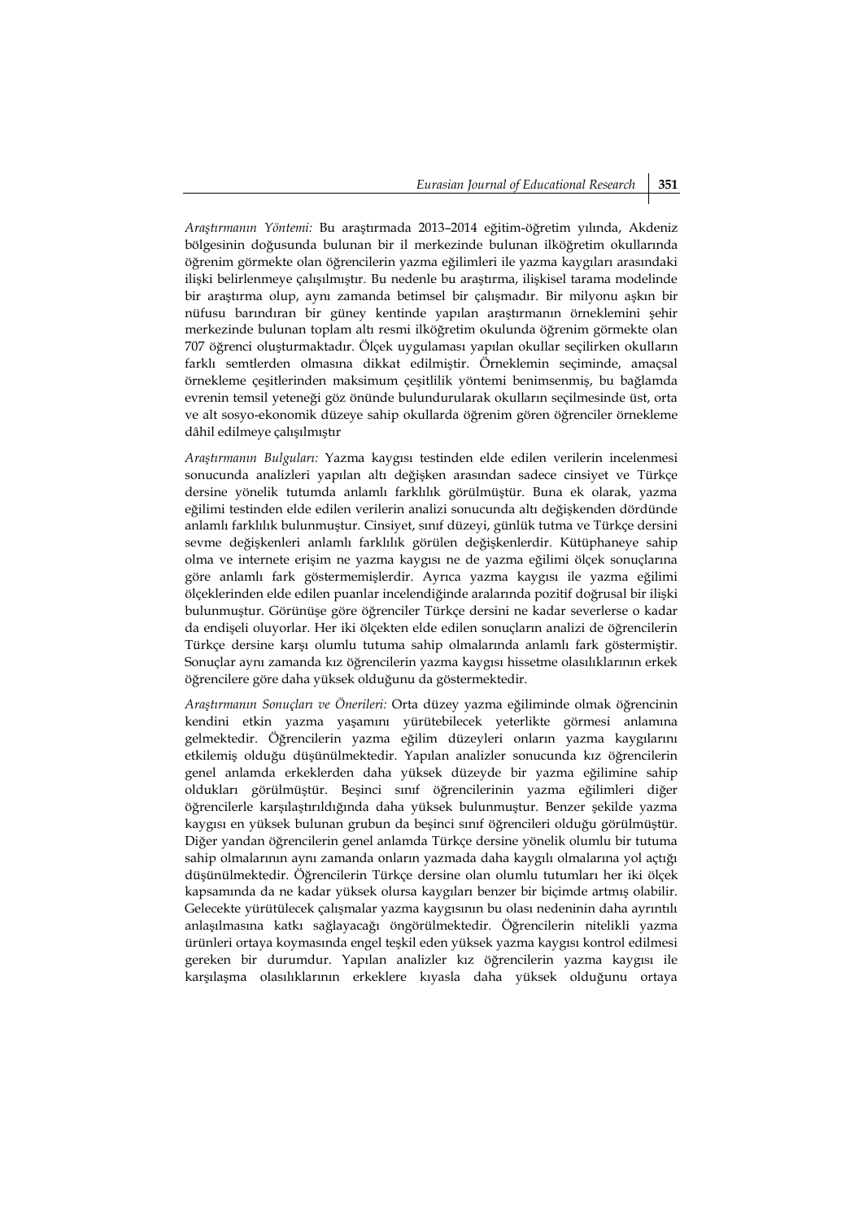*Araştırmanın Yöntemi:* Bu araştırmada 2013–2014 eğitim-öğretim yılında, Akdeniz bölgesinin doğusunda bulunan bir il merkezinde bulunan ilköğretim okullarında öğrenim görmekte olan öğrencilerin yazma eğilimleri ile yazma kaygıları arasındaki ilişki belirlenmeye çalışılmıştır. Bu nedenle bu araştırma, ilişkisel tarama modelinde bir araştırma olup, aynı zamanda betimsel bir çalışmadır. Bir milyonu aşkın bir nüfusu barındıran bir güney kentinde yapılan araştırmanın örneklemini şehir merkezinde bulunan toplam altı resmi ilköğretim okulunda öğrenim görmekte olan 707 öğrenci oluşturmaktadır. Ölçek uygulaması yapılan okullar seçilirken okulların farklı semtlerden olmasına dikkat edilmiştir. Örneklemin seçiminde, amaçsal örnekleme çeşitlerinden maksimum çeşitlilik yöntemi benimsenmiş, bu bağlamda evrenin temsil yeteneği göz önünde bulundurularak okulların seçilmesinde üst, orta ve alt sosyo-ekonomik düzeye sahip okullarda öğrenim gören öğrenciler örnekleme dâhil edilmeye çalışılmıştır

*Araştırmanın Bulguları:* Yazma kaygısı testinden elde edilen verilerin incelenmesi sonucunda analizleri yapılan altı değişken arasından sadece cinsiyet ve Türkçe dersine yönelik tutumda anlamlı farklılık görülmüştür. Buna ek olarak, yazma eğilimi testinden elde edilen verilerin analizi sonucunda altı değişkenden dördünde anlamlı farklılık bulunmuştur. Cinsiyet, sınıf düzeyi, günlük tutma ve Türkçe dersini sevme değişkenleri anlamlı farklılık görülen değişkenlerdir. Kütüphaneye sahip olma ve internete erişim ne yazma kaygısı ne de yazma eğilimi ölçek sonuçlarına göre anlamlı fark göstermemişlerdir. Ayrıca yazma kaygısı ile yazma eğilimi ölçeklerinden elde edilen puanlar incelendiğinde aralarında pozitif doğrusal bir ilişki bulunmuştur. Görünüşe göre öğrenciler Türkçe dersini ne kadar severlerse o kadar da endişeli oluyorlar. Her iki ölçekten elde edilen sonuçların analizi de öğrencilerin Türkçe dersine karşı olumlu tutuma sahip olmalarında anlamlı fark göstermiştir. Sonuçlar aynı zamanda kız öğrencilerin yazma kaygısı hissetme olasılıklarının erkek öğrencilere göre daha yüksek olduğunu da göstermektedir.

*Araştırmanın Sonuçları ve Önerileri:* Orta düzey yazma eğiliminde olmak öğrencinin kendini etkin yazma yaşamını yürütebilecek yeterlikte görmesi anlamına gelmektedir. Öğrencilerin yazma eğilim düzeyleri onların yazma kaygılarını etkilemiş olduğu düşünülmektedir. Yapılan analizler sonucunda kız öğrencilerin genel anlamda erkeklerden daha yüksek düzeyde bir yazma eğilimine sahip oldukları görülmüştür. Beşinci sınıf öğrencilerinin yazma eğilimleri diğer öğrencilerle karşılaştırıldığında daha yüksek bulunmuştur. Benzer şekilde yazma kaygısı en yüksek bulunan grubun da beşinci sınıf öğrencileri olduğu görülmüştür. Diğer yandan öğrencilerin genel anlamda Türkçe dersine yönelik olumlu bir tutuma sahip olmalarının aynı zamanda onların yazmada daha kaygılı olmalarına yol açtığı düşünülmektedir. Öğrencilerin Türkçe dersine olan olumlu tutumları her iki ölçek kapsamında da ne kadar yüksek olursa kaygıları benzer bir biçimde artmış olabilir. Gelecekte yürütülecek çalışmalar yazma kaygısının bu olası nedeninin daha ayrıntılı anlaşılmasına katkı sağlayacağı öngörülmektedir. Öğrencilerin nitelikli yazma ürünleri ortaya koymasında engel teşkil eden yüksek yazma kaygısı kontrol edilmesi gereken bir durumdur. Yapılan analizler kız öğrencilerin yazma kaygısı ile karşılaşma olasılıklarının erkeklere kıyasla daha yüksek olduğunu ortaya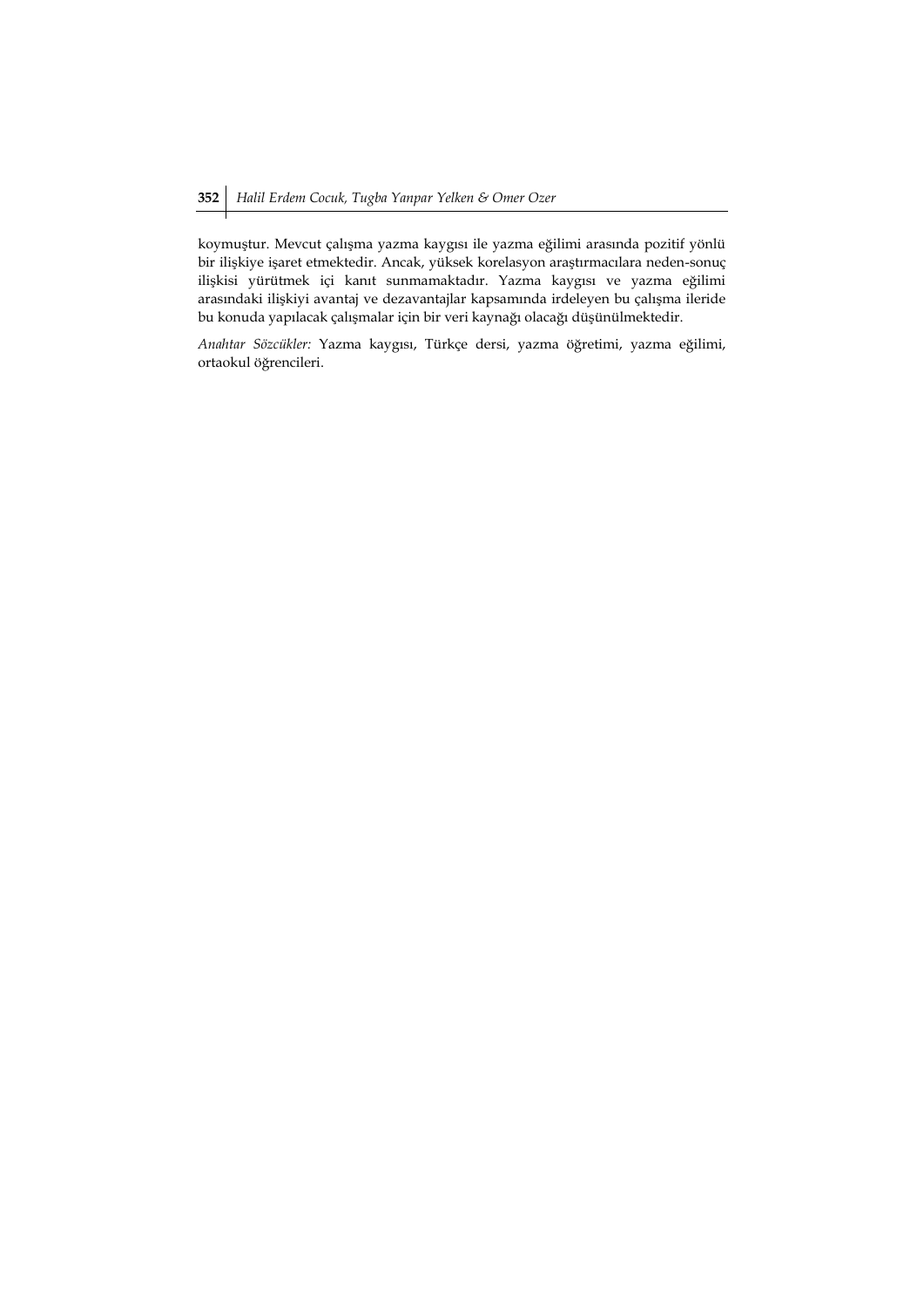koymuştur. Mevcut çalışma yazma kaygısı ile yazma eğilimi arasında pozitif yönlü bir ilişkiye işaret etmektedir. Ancak, yüksek korelasyon araştırmacılara neden-sonuç ilişkisi yürütmek içi kanıt sunmamaktadır. Yazma kaygısı ve yazma eğilimi arasındaki ilişkiyi avantaj ve dezavantajlar kapsamında irdeleyen bu çalışma ileride bu konuda yapılacak çalışmalar için bir veri kaynağı olacağı düşünülmektedir.

*Anahtar Sözcükler:* Yazma kaygısı, Türkçe dersi, yazma öğretimi, yazma eğilimi, ortaokul öğrencileri.